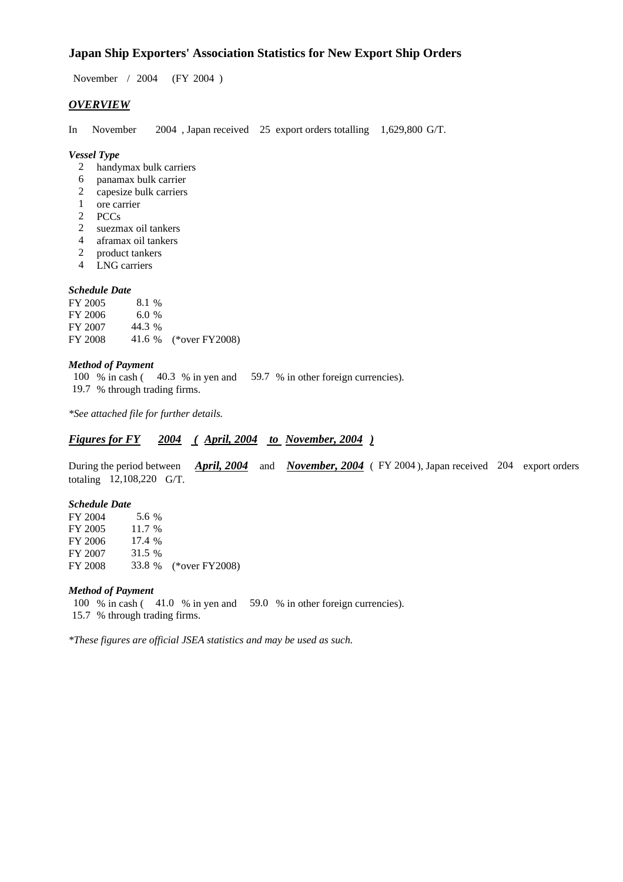# Japan Ship Exporters' Association Statistics for New Export Ship Orders

November / 2004 (FY 2004 )

## *OVERVIEW*

In November 2004 , Japan received 25 export orders totalling 1,629,800 G/T.

### *Vessel Type*

- 2 handymax bulk carriers
- 6 panamax bulk carrier
- 2 capesize bulk carriers
- 1 ore carrier
- 2 PCCs
- 2 suezmax oil tankers
- 4 aframax oil tankers
- 2 product tankers
- 4 LNG carriers

### *Schedule Date*

| | | |
|---|---|---|
| FY 2005 | 8.1 % | |
| FY 2006 | 6.0 % | |
| FY 2007 | 44.3 % | |
| FY 2008 | 41.6 % | (*over FY2008) |

### *Method of Payment*

100 % in cash ( 40.3 % in yen and 59.7 % in other foreign currencies).
19.7 % through trading firms.

*\*See attached file for further details.*

## ***Figures for FY 2004 ( April, 2004 to November, 2004 )***

During the period between ***April, 2004*** and ***November, 2004*** ( FY 2004 ), Japan received 204 export orders totaling 12,108,220 G/T.

### *Schedule Date*

| | | |
|---|---|---|
| FY 2004 | 5.6 % | |
| FY 2005 | 11.7 % | |
| FY 2006 | 17.4 % | |
| FY 2007 | 31.5 % | |
| FY 2008 | 33.8 % | (*over FY2008) |

### *Method of Payment*

100 % in cash ( 41.0 % in yen and 59.0 % in other foreign currencies).
15.7 % through trading firms.

*\*These figures are official JSEA statistics and may be used as such.*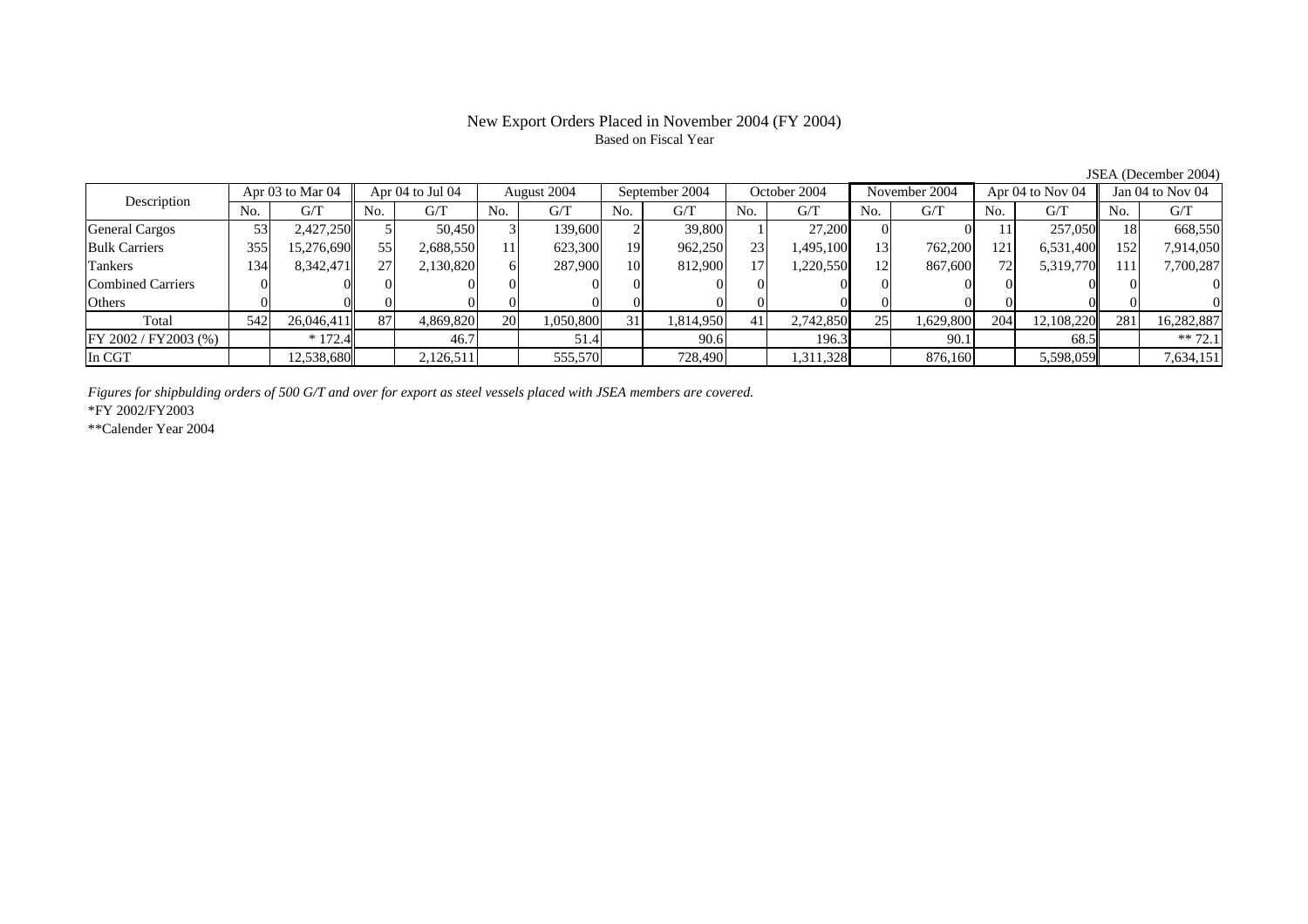# New Export Orders Placed in November 2004 (FY 2004)

Based on Fiscal Year

JSEA (December 2004)

| Description | Apr 03 to Mar 04 | | Apr 04 to Jul 04 | | August 2004 | | September 2004 | | October 2004 | | November 2004 | | Apr 04 to Nov 04 | | Jan 04 to Nov 04 | |
|---|---|---|---|---|---|---|---|---|---|---|---|---|---|---|---|---|
| | No. | G/T | No. | G/T | No. | G/T | No. | G/T | No. | G/T | No. | G/T | No. | G/T | No. | G/T |
| General Cargos | 53 | 2,427,250 | 5 | 50,450 | 3 | 139,600 | 2 | 39,800 | 1 | 27,200 | 0 | 0 | 11 | 257,050 | 18 | 668,550 |
| Bulk Carriers | 355 | 15,276,690 | 55 | 2,688,550 | 11 | 623,300 | 19 | 962,250 | 23 | 1,495,100 | 13 | 762,200 | 121 | 6,531,400 | 152 | 7,914,050 |
| Tankers | 134 | 8,342,471 | 27 | 2,130,820 | 6 | 287,900 | 10 | 812,900 | 17 | 1,220,550 | 12 | 867,600 | 72 | 5,319,770 | 111 | 7,700,287 |
| Combined Carriers | 0 | 0 | 0 | 0 | 0 | 0 | 0 | 0 | 0 | 0 | 0 | 0 | 0 | 0 | 0 | 0 |
| Others | 0 | 0 | 0 | 0 | 0 | 0 | 0 | 0 | 0 | 0 | 0 | 0 | 0 | 0 | 0 | 0 |
| Total | 542 | 26,046,411 | 87 | 4,869,820 | 20 | 1,050,800 | 31 | 1,814,950 | 41 | 2,742,850 | 25 | 1,629,800 | 204 | 12,108,220 | 281 | 16,282,887 |
| FY 2002 / FY2003 (%) | | * 172.4 | | 46.7 | | 51.4 | | 90.6 | | 196.3 | | 90.1 | | 68.5 | | ** 72.1 |
| In CGT | | 12,538,680 | | 2,126,511 | | 555,570 | | 728,490 | | 1,311,328 | | 876,160 | | 5,598,059 | | 7,634,151 |

*Figures for shipbulding orders of 500 G/T and over for export as steel vessels placed with JSEA members are covered.*

*FY 2002/FY2003

**Calender Year 2004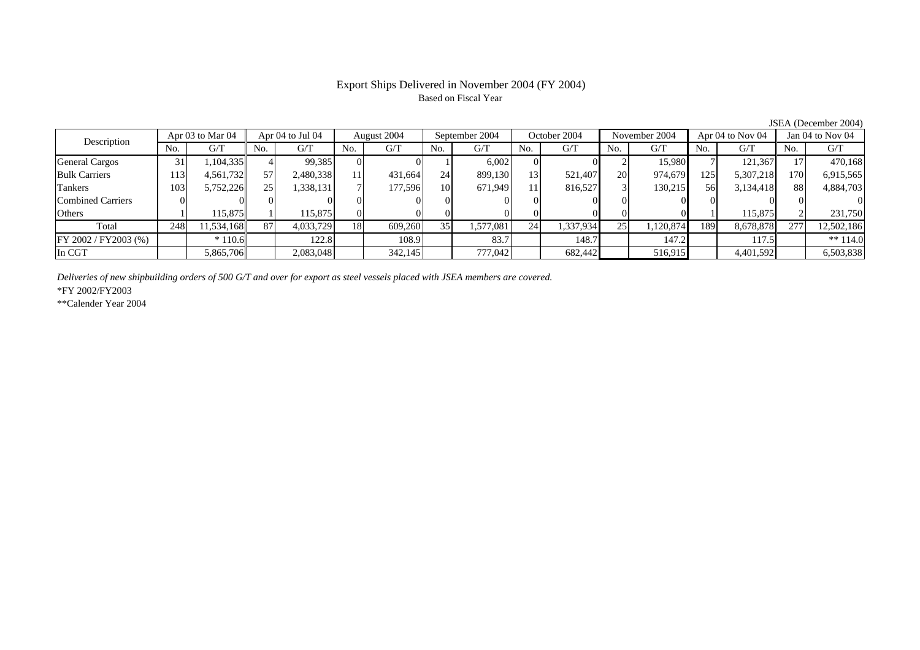# Export Ships Delivered in November 2004 (FY 2004)

Based on Fiscal Year

JSEA (December 2004)

| Description | Apr 03 to Mar 04 | | Apr 04 to Jul 04 | | August 2004 | | September 2004 | | October 2004 | | November 2004 | | Apr 04 to Nov 04 | | Jan 04 to Nov 04 | |
|---|---|---|---|---|---|---|---|---|---|---|---|---|---|---|---|---|
| | No. | G/T | No. | G/T | No. | G/T | No. | G/T | No. | G/T | No. | G/T | No. | G/T | No. | G/T |
| General Cargos | 31 | 1,104,335 | 4 | 99,385 | 0 | 0 | 1 | 6,002 | 0 | 0 | 2 | 15,980 | 7 | 121,367 | 17 | 470,168 |
| Bulk Carriers | 113 | 4,561,732 | 57 | 2,480,338 | 11 | 431,664 | 24 | 899,130 | 13 | 521,407 | 20 | 974,679 | 125 | 5,307,218 | 170 | 6,915,565 |
| Tankers | 103 | 5,752,226 | 25 | 1,338,131 | 7 | 177,596 | 10 | 671,949 | 11 | 816,527 | 3 | 130,215 | 56 | 3,134,418 | 88 | 4,884,703 |
| Combined Carriers | 0 | 0 | 0 | 0 | 0 | 0 | 0 | 0 | 0 | 0 | 0 | 0 | 0 | 0 | 0 | 0 |
| Others | 1 | 115,875 | 1 | 115,875 | 0 | 0 | 0 | 0 | 0 | 0 | 0 | 0 | 1 | 115,875 | 2 | 231,750 |
| Total | 248 | 11,534,168 | 87 | 4,033,729 | 18 | 609,260 | 35 | 1,577,081 | 24 | 1,337,934 | 25 | 1,120,874 | 189 | 8,678,878 | 277 | 12,502,186 |
| FY 2002 / FY2003 (%) | | * 110.6 | | 122.8 | | 108.9 | | 83.7 | | 148.7 | | 147.2 | | 117.5 | | ** 114.0 |
| In CGT | | 5,865,706 | | 2,083,048 | | 342,145 | | 777,042 | | 682,442 | | 516,915 | | 4,401,592 | | 6,503,838 |

*Deliveries of new shipbuilding orders of 500 G/T and over for export as steel vessels placed with JSEA members are covered.*

*FY 2002/FY2003

**Calender Year 2004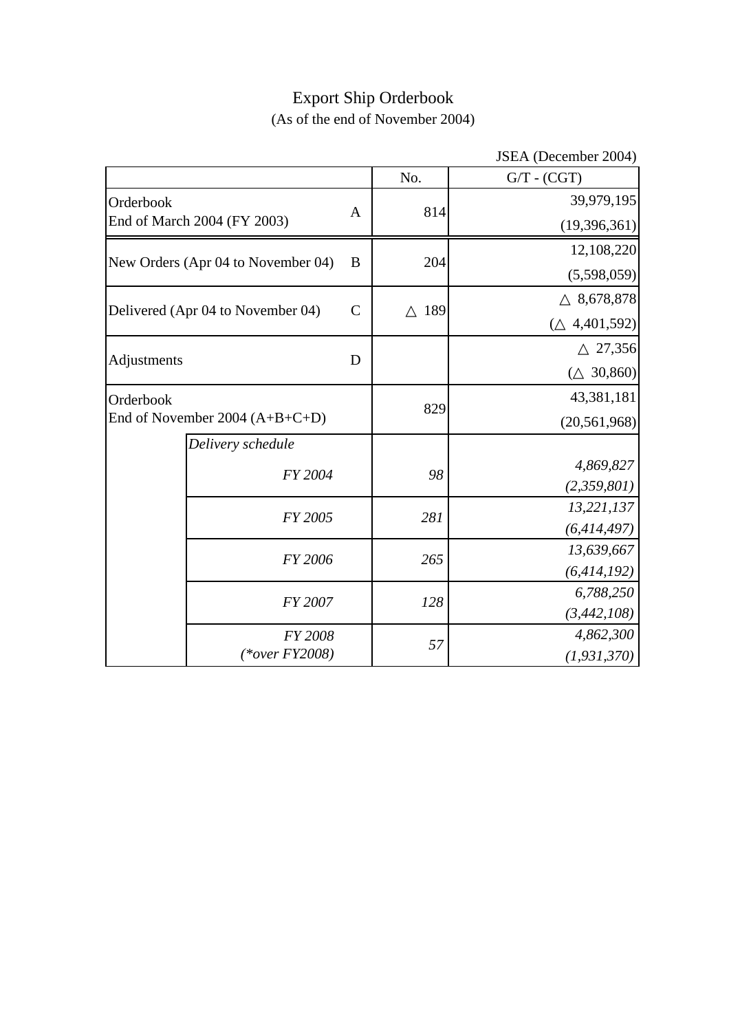# Export Ship Orderbook

(As of the end of November 2004)

JSEA (December 2004)

| | | | No. | G/T - (CGT) |
|---|---|---|---|---|
| Orderbook<br>End of March 2004 (FY 2003) | | A | 814 | 39,979,195<br>(19,396,361) |
| New Orders (Apr 04 to November 04) | | B | 204 | 12,108,220<br>(5,598,059) |
| Delivered (Apr 04 to November 04) | | C | △ 189 | △ 8,678,878<br>(△ 4,401,592) |
| Adjustments | | D | | △ 27,356<br>(△ 30,860) |
| Orderbook<br>End of November 2004 (A+B+C+D) | | | 829 | 43,381,181<br>(20,561,968) |
| | *Delivery schedule* | | | |
| | *FY 2004* | | *98* | *4,869,827*<br>*(2,359,801)* |
| | *FY 2005* | | *281* | *13,221,137*<br>*(6,414,497)* |
| | *FY 2006* | | *265* | *13,639,667*<br>*(6,414,192)* |
| | *FY 2007* | | *128* | *6,788,250*<br>*(3,442,108)* |
| | *FY 2008*<br>*(*over FY2008)* | | *57* | *4,862,300*<br>*(1,931,370)* |